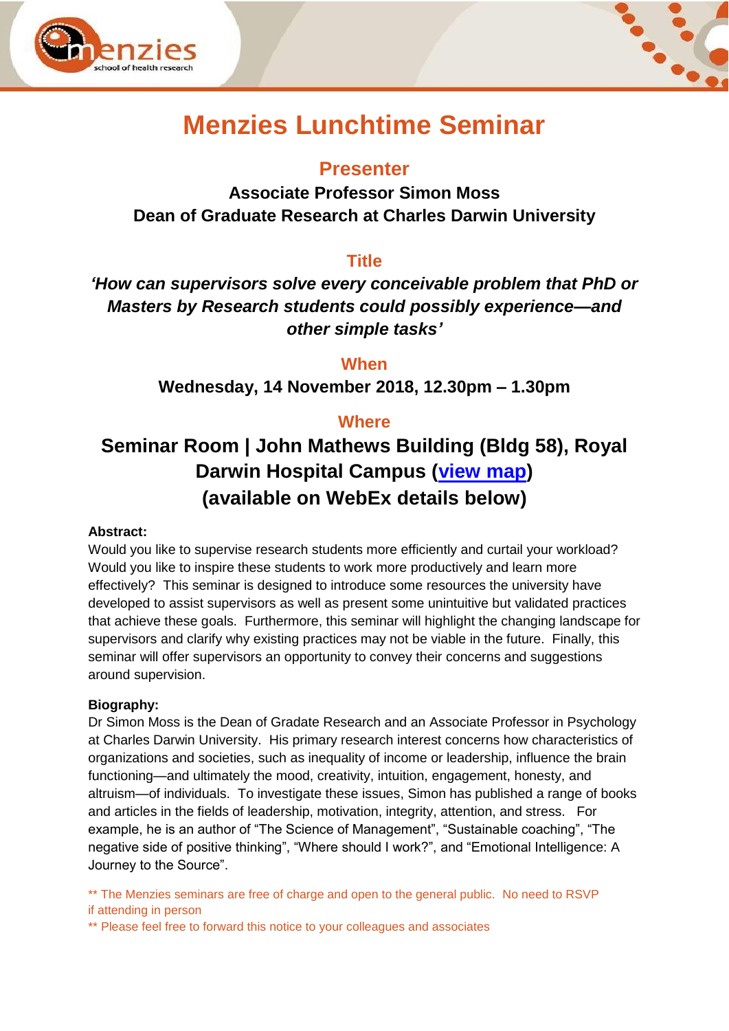# Menzies Lunchtime Seminar

## Presenter

**Associate Professor Simon Moss**
**Dean of Graduate Research at Charles Darwin University**

## Title

***'How can supervisors solve every conceivable problem that PhD or Masters by Research students could possibly experience—and other simple tasks'***

## When

**Wednesday, 14 November 2018, 12.30pm – 1.30pm**

## Where

**Seminar Room | John Mathews Building (Bldg 58), Royal Darwin Hospital Campus ([view map]) (available on WebEx details below)**

**Abstract:**

Would you like to supervise research students more efficiently and curtail your workload? Would you like to inspire these students to work more productively and learn more effectively? This seminar is designed to introduce some resources the university have developed to assist supervisors as well as present some unintuitive but validated practices that achieve these goals. Furthermore, this seminar will highlight the changing landscape for supervisors and clarify why existing practices may not be viable in the future. Finally, this seminar will offer supervisors an opportunity to convey their concerns and suggestions around supervision.

**Biography:**

Dr Simon Moss is the Dean of Gradate Research and an Associate Professor in Psychology at Charles Darwin University. His primary research interest concerns how characteristics of organizations and societies, such as inequality of income or leadership, influence the brain functioning—and ultimately the mood, creativity, intuition, engagement, honesty, and altruism—of individuals. To investigate these issues, Simon has published a range of books and articles in the fields of leadership, motivation, integrity, attention, and stress. For example, he is an author of "The Science of Management", "Sustainable coaching", "The negative side of positive thinking", "Where should I work?", and "Emotional Intelligence: A Journey to the Source".

** The Menzies seminars are free of charge and open to the general public. No need to RSVP if attending in person

** Please feel free to forward this notice to your colleagues and associates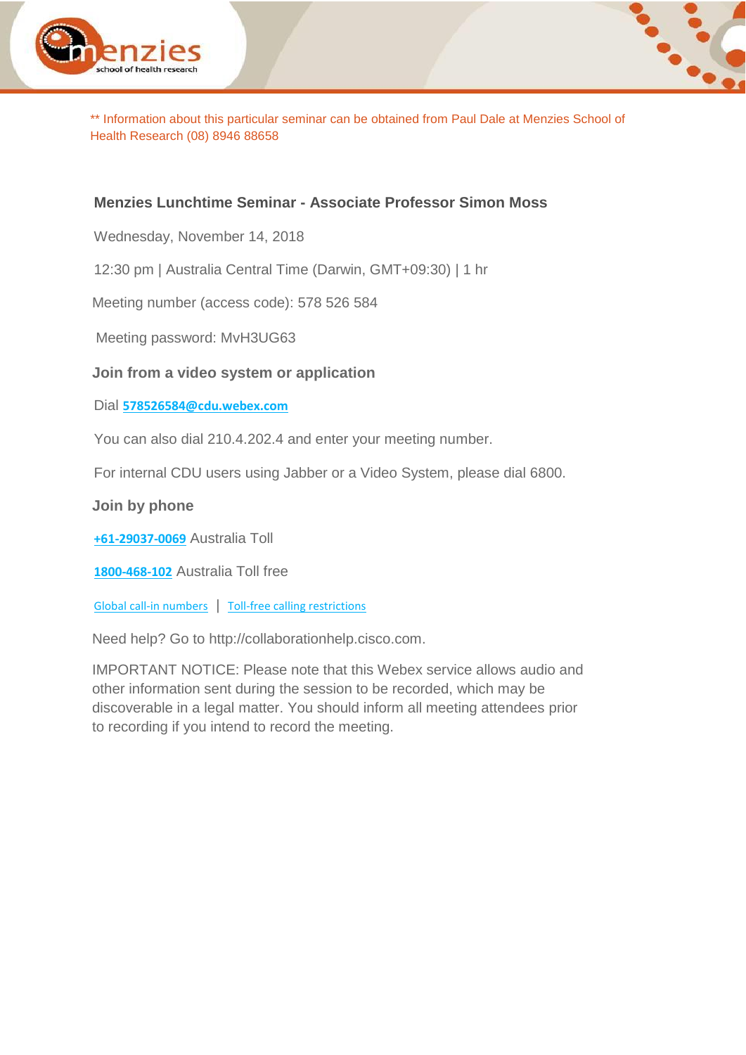** Information about this particular seminar can be obtained from Paul Dale at Menzies School of Health Research (08) 8946 88658

**Menzies Lunchtime Seminar - Associate Professor Simon Moss**

Wednesday, November 14, 2018

12:30 pm | Australia Central Time (Darwin, GMT+09:30) | 1 hr

Meeting number (access code): 578 526 584

Meeting password: MvH3UG63

**Join from a video system or application**

Dial 578526584@cdu.webex.com

You can also dial 210.4.202.4 and enter your meeting number.

For internal CDU users using Jabber or a Video System, please dial 6800.

**Join by phone**

+61-29037-0069 Australia Toll

1800-468-102 Australia Toll free

Global call-in numbers | Toll-free calling restrictions

Need help? Go to http://collaborationhelp.cisco.com.

IMPORTANT NOTICE: Please note that this Webex service allows audio and other information sent during the session to be recorded, which may be discoverable in a legal matter. You should inform all meeting attendees prior to recording if you intend to record the meeting.